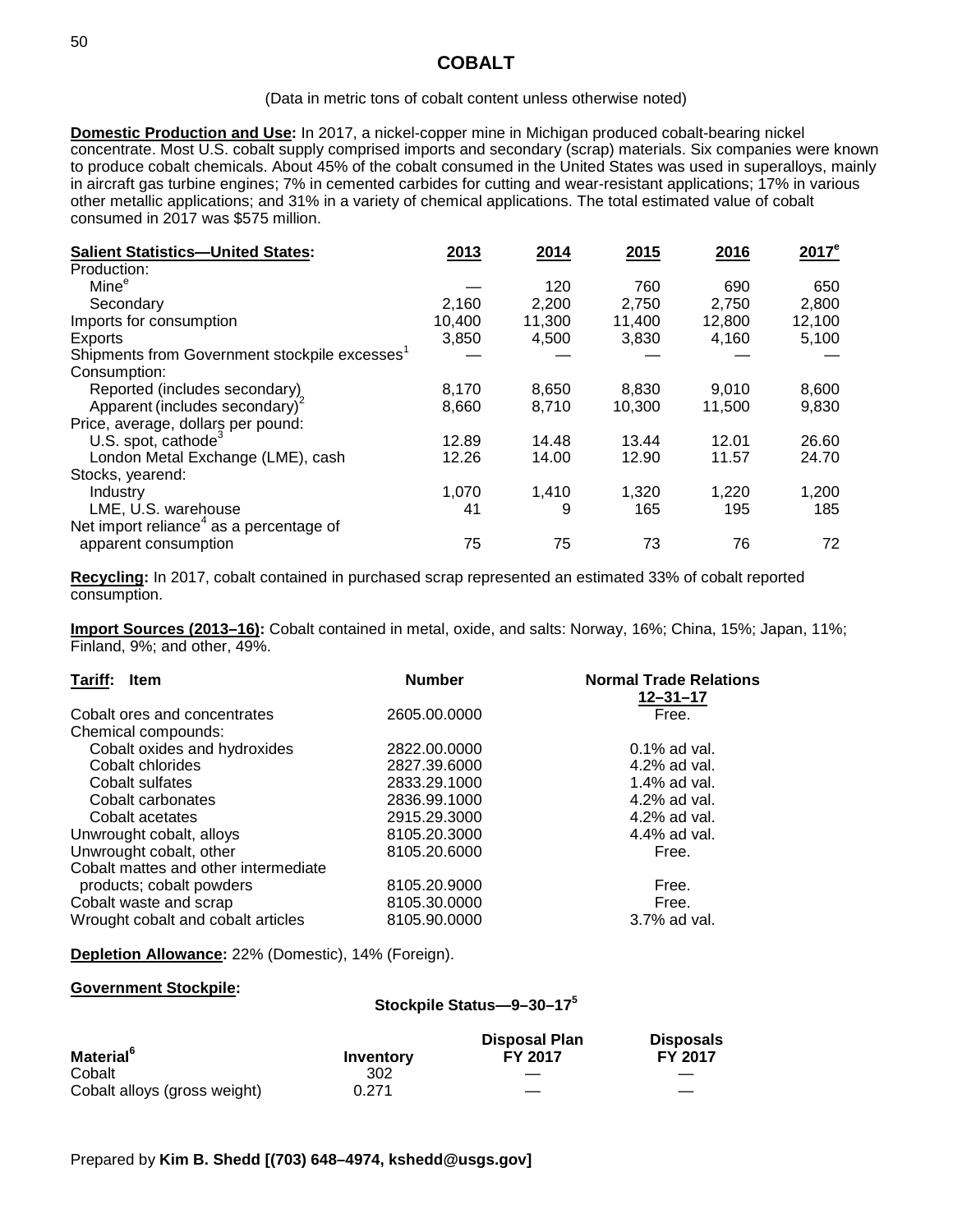# COBALT

(Data in metric tons of cobalt content unless otherwise noted)

**Domestic Production and Use:** In 2017, a nickel-copper mine in Michigan produced cobalt-bearing nickel concentrate. Most U.S. cobalt supply comprised imports and secondary (scrap) materials. Six companies were known to produce cobalt chemicals. About 45% of the cobalt consumed in the United States was used in superalloys, mainly in aircraft gas turbine engines; 7% in cemented carbides for cutting and wear-resistant applications; 17% in various other metallic applications; and 31% in a variety of chemical applications. The total estimated value of cobalt consumed in 2017 was $575 million.

| Salient Statistics—United States: | 2013 | 2014 | 2015 | 2016 | 2017[e] |
|---|---|---|---|---|---|
| Production: | | | | | |
| Mine[e] | — | 120 | 760 | 690 | 650 |
| Secondary | 2,160 | 2,200 | 2,750 | 2,750 | 2,800 |
| Imports for consumption | 10,400 | 11,300 | 11,400 | 12,800 | 12,100 |
| Exports | 3,850 | 4,500 | 3,830 | 4,160 | 5,100 |
| Shipments from Government stockpile excesses[1] | — | — | — | — | — |
| Consumption: | | | | | |
| Reported (includes secondary) | 8,170 | 8,650 | 8,830 | 9,010 | 8,600 |
| Apparent (includes secondary)[2] | 8,660 | 8,710 | 10,300 | 11,500 | 9,830 |
| Price, average, dollars per pound: | | | | | |
| U.S. spot, cathode[3] | 12.89 | 14.48 | 13.44 | 12.01 | 26.60 |
| London Metal Exchange (LME), cash | 12.26 | 14.00 | 12.90 | 11.57 | 24.70 |
| Stocks, yearend: | | | | | |
| Industry | 1,070 | 1,410 | 1,320 | 1,220 | 1,200 |
| LME, U.S. warehouse | 41 | 9 | 165 | 195 | 185 |
| Net import reliance[4] as a percentage of apparent consumption | 75 | 75 | 73 | 76 | 72 |

**Recycling:** In 2017, cobalt contained in purchased scrap represented an estimated 33% of cobalt reported consumption.

**Import Sources (2013–16):** Cobalt contained in metal, oxide, and salts: Norway, 16%; China, 15%; Japan, 11%; Finland, 9%; and other, 49%.

| Tariff: Item | Number | Normal Trade Relations 12–31–17 |
|---|---|---|
| Cobalt ores and concentrates | 2605.00.0000 | Free. |
| Chemical compounds: | | |
| Cobalt oxides and hydroxides | 2822.00.0000 | 0.1% ad val. |
| Cobalt chlorides | 2827.39.6000 | 4.2% ad val. |
| Cobalt sulfates | 2833.29.1000 | 1.4% ad val. |
| Cobalt carbonates | 2836.99.1000 | 4.2% ad val. |
| Cobalt acetates | 2915.29.3000 | 4.2% ad val. |
| Unwrought cobalt, alloys | 8105.20.3000 | 4.4% ad val. |
| Unwrought cobalt, other | 8105.20.6000 | Free. |
| Cobalt mattes and other intermediate products; cobalt powders | 8105.20.9000 | Free. |
| Cobalt waste and scrap | 8105.30.0000 | Free. |
| Wrought cobalt and cobalt articles | 8105.90.0000 | 3.7% ad val. |

**Depletion Allowance:** 22% (Domestic), 14% (Foreign).

**Government Stockpile:**

**Stockpile Status—9–30–17[5]**

| Material[6] | Inventory | Disposal Plan FY 2017 | Disposals FY 2017 |
|---|---|---|---|
| Cobalt | 302 | — | — |
| Cobalt alloys (gross weight) | 0.271 | — | — |

Prepared by **Kim B. Shedd [(703) 648–4974, kshedd@usgs.gov]**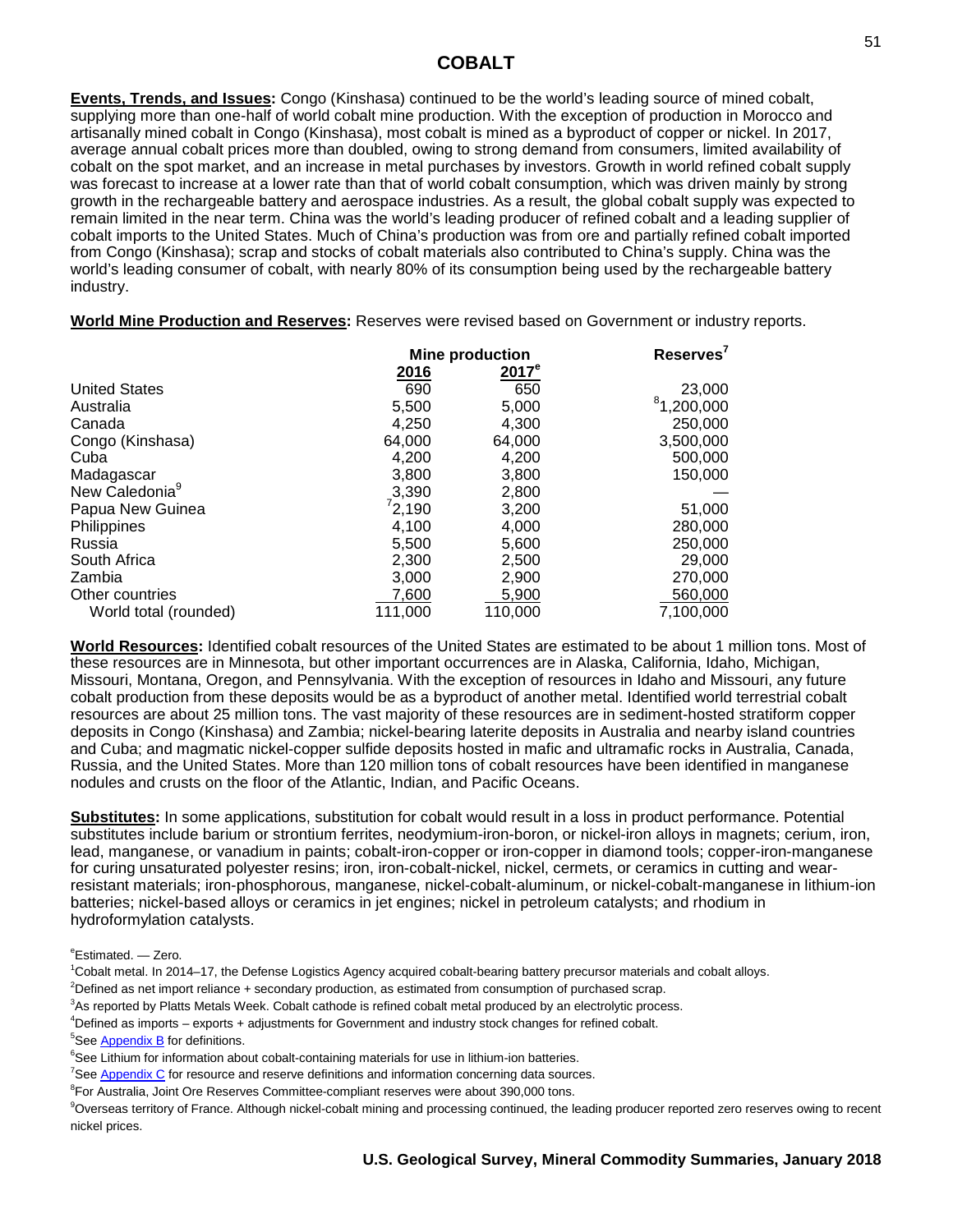# COBALT

**Events, Trends, and Issues:** Congo (Kinshasa) continued to be the world's leading source of mined cobalt, supplying more than one-half of world cobalt mine production. With the exception of production in Morocco and artisanally mined cobalt in Congo (Kinshasa), most cobalt is mined as a byproduct of copper or nickel. In 2017, average annual cobalt prices more than doubled, owing to strong demand from consumers, limited availability of cobalt on the spot market, and an increase in metal purchases by investors. Growth in world refined cobalt supply was forecast to increase at a lower rate than that of world cobalt consumption, which was driven mainly by strong growth in the rechargeable battery and aerospace industries. As a result, the global cobalt supply was expected to remain limited in the near term. China was the world's leading producer of refined cobalt and a leading supplier of cobalt imports to the United States. Much of China's production was from ore and partially refined cobalt imported from Congo (Kinshasa); scrap and stocks of cobalt materials also contributed to China's supply. China was the world's leading consumer of cobalt, with nearly 80% of its consumption being used by the rechargeable battery industry.

**World Mine Production and Reserves:** Reserves were revised based on Government or industry reports.

| | Mine production | | Reserves[7] |
|---|---|---|---|
| | 2016 | 2017[e] | |
| United States | 690 | 650 | 23,000 |
| Australia | 5,500 | 5,000 | [8]1,200,000 |
| Canada | 4,250 | 4,300 | 250,000 |
| Congo (Kinshasa) | 64,000 | 64,000 | 3,500,000 |
| Cuba | 4,200 | 4,200 | 500,000 |
| Madagascar | 3,800 | 3,800 | 150,000 |
| New Caledonia[9] | 3,390 | 2,800 | — |
| Papua New Guinea | [7]2,190 | 3,200 | 51,000 |
| Philippines | 4,100 | 4,000 | 280,000 |
| Russia | 5,500 | 5,600 | 250,000 |
| South Africa | 2,300 | 2,500 | 29,000 |
| Zambia | 3,000 | 2,900 | 270,000 |
| Other countries | 7,600 | 5,900 | 560,000 |
| World total (rounded) | 111,000 | 110,000 | 7,100,000 |

**World Resources:** Identified cobalt resources of the United States are estimated to be about 1 million tons. Most of these resources are in Minnesota, but other important occurrences are in Alaska, California, Idaho, Michigan, Missouri, Montana, Oregon, and Pennsylvania. With the exception of resources in Idaho and Missouri, any future cobalt production from these deposits would be as a byproduct of another metal. Identified world terrestrial cobalt resources are about 25 million tons. The vast majority of these resources are in sediment-hosted stratiform copper deposits in Congo (Kinshasa) and Zambia; nickel-bearing laterite deposits in Australia and nearby island countries and Cuba; and magmatic nickel-copper sulfide deposits hosted in mafic and ultramafic rocks in Australia, Canada, Russia, and the United States. More than 120 million tons of cobalt resources have been identified in manganese nodules and crusts on the floor of the Atlantic, Indian, and Pacific Oceans.

**Substitutes:** In some applications, substitution for cobalt would result in a loss in product performance. Potential substitutes include barium or strontium ferrites, neodymium-iron-boron, or nickel-iron alloys in magnets; cerium, iron, lead, manganese, or vanadium in paints; cobalt-iron-copper or iron-copper in diamond tools; copper-iron-manganese for curing unsaturated polyester resins; iron, iron-cobalt-nickel, nickel, cermets, or ceramics in cutting and wear-resistant materials; iron-phosphorous, manganese, nickel-cobalt-aluminum, or nickel-cobalt-manganese in lithium-ion batteries; nickel-based alloys or ceramics in jet engines; nickel in petroleum catalysts; and rhodium in hydroformylation catalysts.

[e]Estimated. — Zero.

[1]Cobalt metal. In 2014–17, the Defense Logistics Agency acquired cobalt-bearing battery precursor materials and cobalt alloys.

[2]Defined as net import reliance + secondary production, as estimated from consumption of purchased scrap.

[3]As reported by Platts Metals Week. Cobalt cathode is refined cobalt metal produced by an electrolytic process.

[4]Defined as imports – exports + adjustments for Government and industry stock changes for refined cobalt.

[5]See Appendix B for definitions.

[6]See Lithium for information about cobalt-containing materials for use in lithium-ion batteries.

[7]See Appendix C for resource and reserve definitions and information concerning data sources.

[8]For Australia, Joint Ore Reserves Committee-compliant reserves were about 390,000 tons.

[9]Overseas territory of France. Although nickel-cobalt mining and processing continued, the leading producer reported zero reserves owing to recent nickel prices.